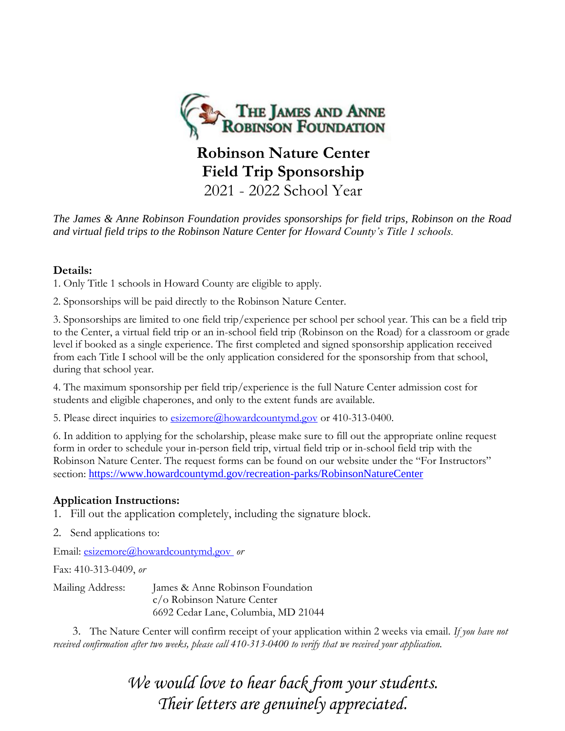THE JAMES AND ANNE ROBINSON FOUNDATION

# Robinson Nature Center
# Field Trip Sponsorship
## 2021 - 2022 School Year

*The James & Anne Robinson Foundation provides sponsorships for field trips, Robinson on the Road and virtual field trips to the Robinson Nature Center for Howard County's Title 1 schools.*

**Details:**

1. Only Title 1 schools in Howard County are eligible to apply.
2. Sponsorships will be paid directly to the Robinson Nature Center.
3. Sponsorships are limited to one field trip/experience per school per school year. This can be a field trip to the Center, a virtual field trip or an in-school field trip (Robinson on the Road) for a classroom or grade level if booked as a single experience. The first completed and signed sponsorship application received from each Title I school will be the only application considered for the sponsorship from that school, during that school year.
4. The maximum sponsorship per field trip/experience is the full Nature Center admission cost for students and eligible chaperones, and only to the extent funds are available.
5. Please direct inquiries to esizemore@howardcountymd.gov or 410-313-0400.
6. In addition to applying for the scholarship, please make sure to fill out the appropriate online request form in order to schedule your in-person field trip, virtual field trip or in-school field trip with the Robinson Nature Center. The request forms can be found on our website under the "For Instructors" section: https://www.howardcountymd.gov/recreation-parks/RobinsonNatureCenter

**Application Instructions:**

1. Fill out the application completely, including the signature block.
2. Send applications to:

Email: esizemore@howardcountymd.gov *or*

Fax: 410-313-0409, *or*

Mailing Address: James & Anne Robinson Foundation
c/o Robinson Nature Center
6692 Cedar Lane, Columbia, MD 21044

3. The Nature Center will confirm receipt of your application within 2 weeks via email. *If you have not received confirmation after two weeks, please call 410-313-0400 to verify that we received your application.*

*We would love to hear back from your students.*
*Their letters are genuinely appreciated.*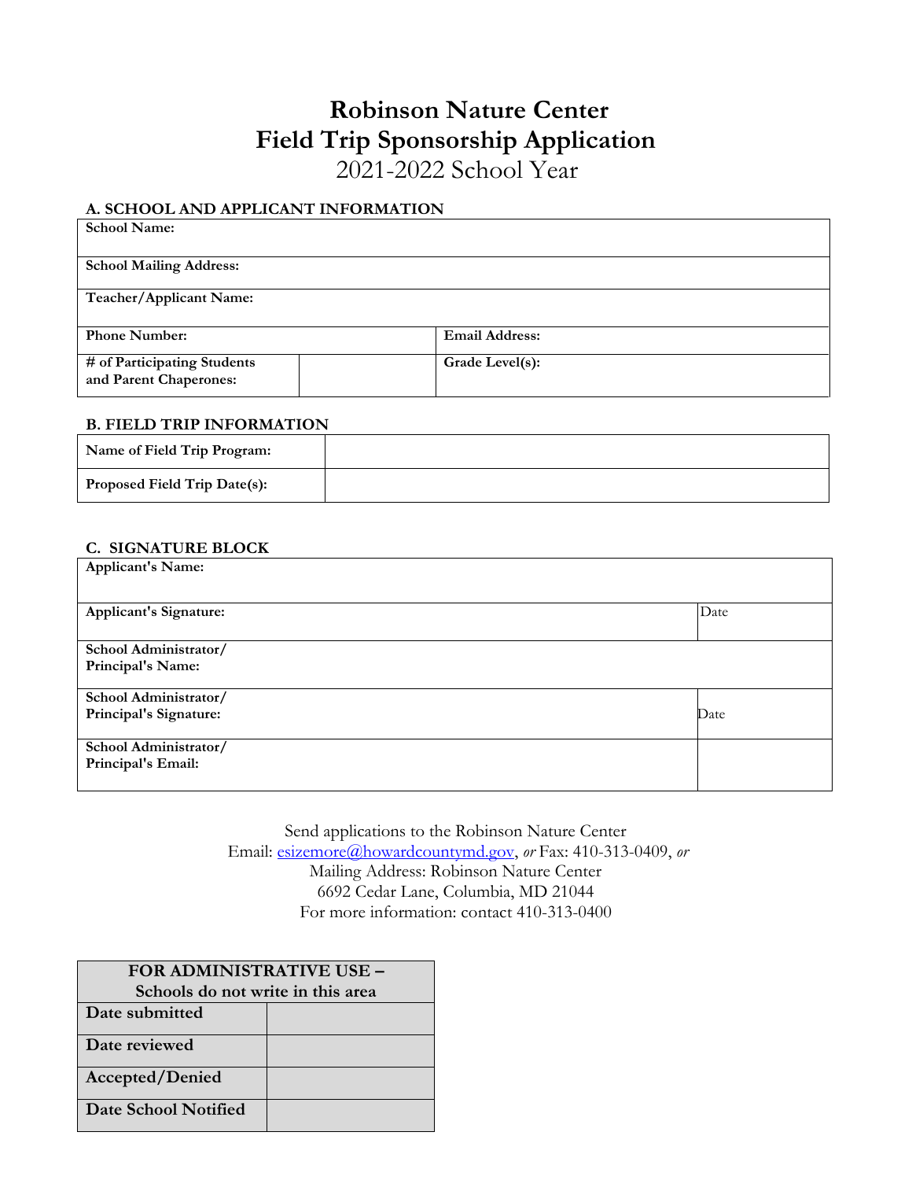# Robinson Nature Center
# Field Trip Sponsorship Application
## 2021-2022 School Year

### A. SCHOOL AND APPLICANT INFORMATION

| | | | |
|---|---|---|---|
| **School Name:** | | | |
| **School Mailing Address:** | | | |
| **Teacher/Applicant Name:** | | | |
| **Phone Number:** | | **Email Address:** | |
| **# of Participating Students and Parent Chaperones:** | | **Grade Level(s):** | |

### B. FIELD TRIP INFORMATION

| | |
|---|---|
| **Name of Field Trip Program:** | |
| **Proposed Field Trip Date(s):** | |

### C. SIGNATURE BLOCK

| | |
|---|---|
| **Applicant's Name:** | |
| **Applicant's Signature:** | Date |
| **School Administrator/ Principal's Name:** | |
| **School Administrator/ Principal's Signature:** | Date |
| **School Administrator/ Principal's Email:** | |

Send applications to the Robinson Nature Center
Email: esizemore@howardcountymd.gov, *or* Fax: 410-313-0409, *or*
Mailing Address: Robinson Nature Center
6692 Cedar Lane, Columbia, MD 21044
For more information: contact 410-313-0400

| **FOR ADMINISTRATIVE USE – Schools do not write in this area** | |
|---|---|
| **Date submitted** | |
| **Date reviewed** | |
| **Accepted/Denied** | |
| **Date School Notified** | |